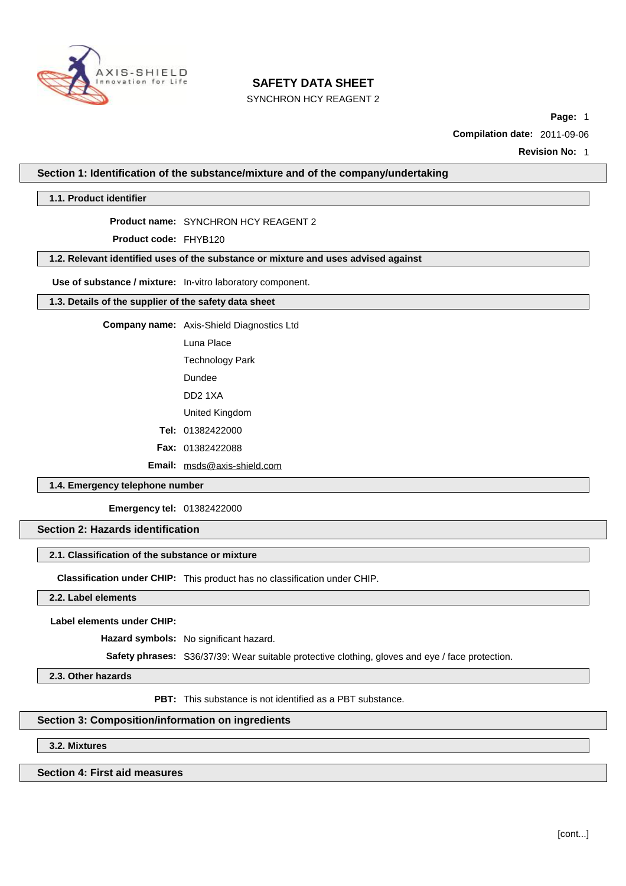# SAFETY DATA SHEET

SYNCHRON HCY REAGENT 2

**Page:** 1

**Compilation date:** 2011-09-06

**Revision No:** 1

## Section 1: Identification of the substance/mixture and of the company/undertaking

### 1.1. Product identifier

**Product name:** SYNCHRON HCY REAGENT 2

**Product code:** FHYB120

### 1.2. Relevant identified uses of the substance or mixture and uses advised against

**Use of substance / mixture:** In-vitro laboratory component.

### 1.3. Details of the supplier of the safety data sheet

**Company name:** Axis-Shield Diagnostics Ltd

Luna Place

Technology Park

Dundee

DD2 1XA

United Kingdom

**Tel:** 01382422000

**Fax:** 01382422088

**Email:** msds@axis-shield.com

### 1.4. Emergency telephone number

**Emergency tel:** 01382422000

## Section 2: Hazards identification

### 2.1. Classification of the substance or mixture

**Classification under CHIP:** This product has no classification under CHIP.

### 2.2. Label elements

**Label elements under CHIP:**

**Hazard symbols:** No significant hazard.

**Safety phrases:** S36/37/39: Wear suitable protective clothing, gloves and eye / face protection.

### 2.3. Other hazards

**PBT:** This substance is not identified as a PBT substance.

## Section 3: Composition/information on ingredients

### 3.2. Mixtures

## Section 4: First aid measures

[cont...]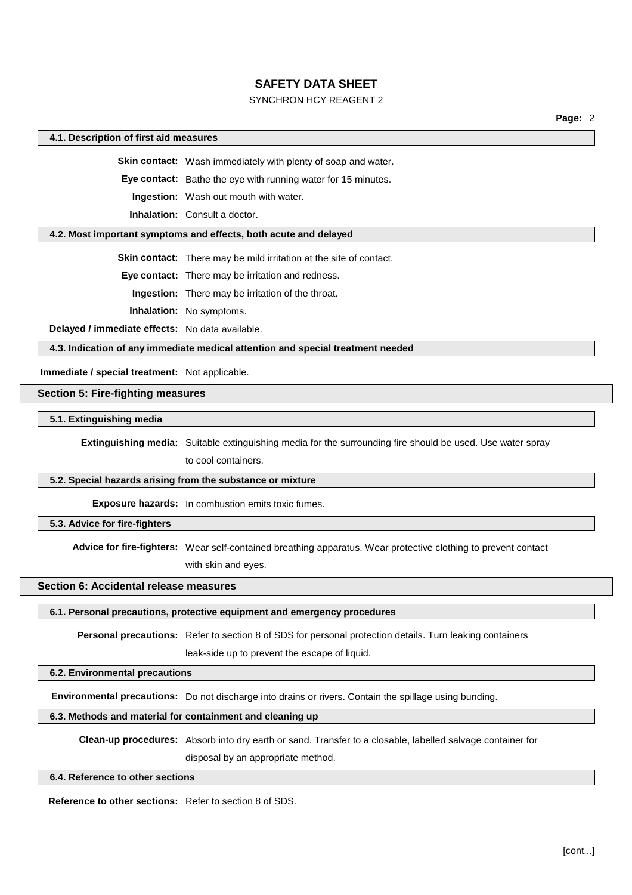### 4.1. Description of first aid measures

**Skin contact:** Wash immediately with plenty of soap and water.

**Eye contact:** Bathe the eye with running water for 15 minutes.

**Ingestion:** Wash out mouth with water.

**Inhalation:** Consult a doctor.

### 4.2. Most important symptoms and effects, both acute and delayed

**Skin contact:** There may be mild irritation at the site of contact.

**Eye contact:** There may be irritation and redness.

**Ingestion:** There may be irritation of the throat.

**Inhalation:** No symptoms.

**Delayed / immediate effects:** No data available.

### 4.3. Indication of any immediate medical attention and special treatment needed

**Immediate / special treatment:** Not applicable.

## Section 5: Fire-fighting measures

### 5.1. Extinguishing media

**Extinguishing media:** Suitable extinguishing media for the surrounding fire should be used. Use water spray to cool containers.

### 5.2. Special hazards arising from the substance or mixture

**Exposure hazards:** In combustion emits toxic fumes.

### 5.3. Advice for fire-fighters

**Advice for fire-fighters:** Wear self-contained breathing apparatus. Wear protective clothing to prevent contact with skin and eyes.

## Section 6: Accidental release measures

### 6.1. Personal precautions, protective equipment and emergency procedures

**Personal precautions:** Refer to section 8 of SDS for personal protection details. Turn leaking containers leak-side up to prevent the escape of liquid.

### 6.2. Environmental precautions

**Environmental precautions:** Do not discharge into drains or rivers. Contain the spillage using bunding.

### 6.3. Methods and material for containment and cleaning up

**Clean-up procedures:** Absorb into dry earth or sand. Transfer to a closable, labelled salvage container for disposal by an appropriate method.

### 6.4. Reference to other sections

**Reference to other sections:** Refer to section 8 of SDS.

[cont...]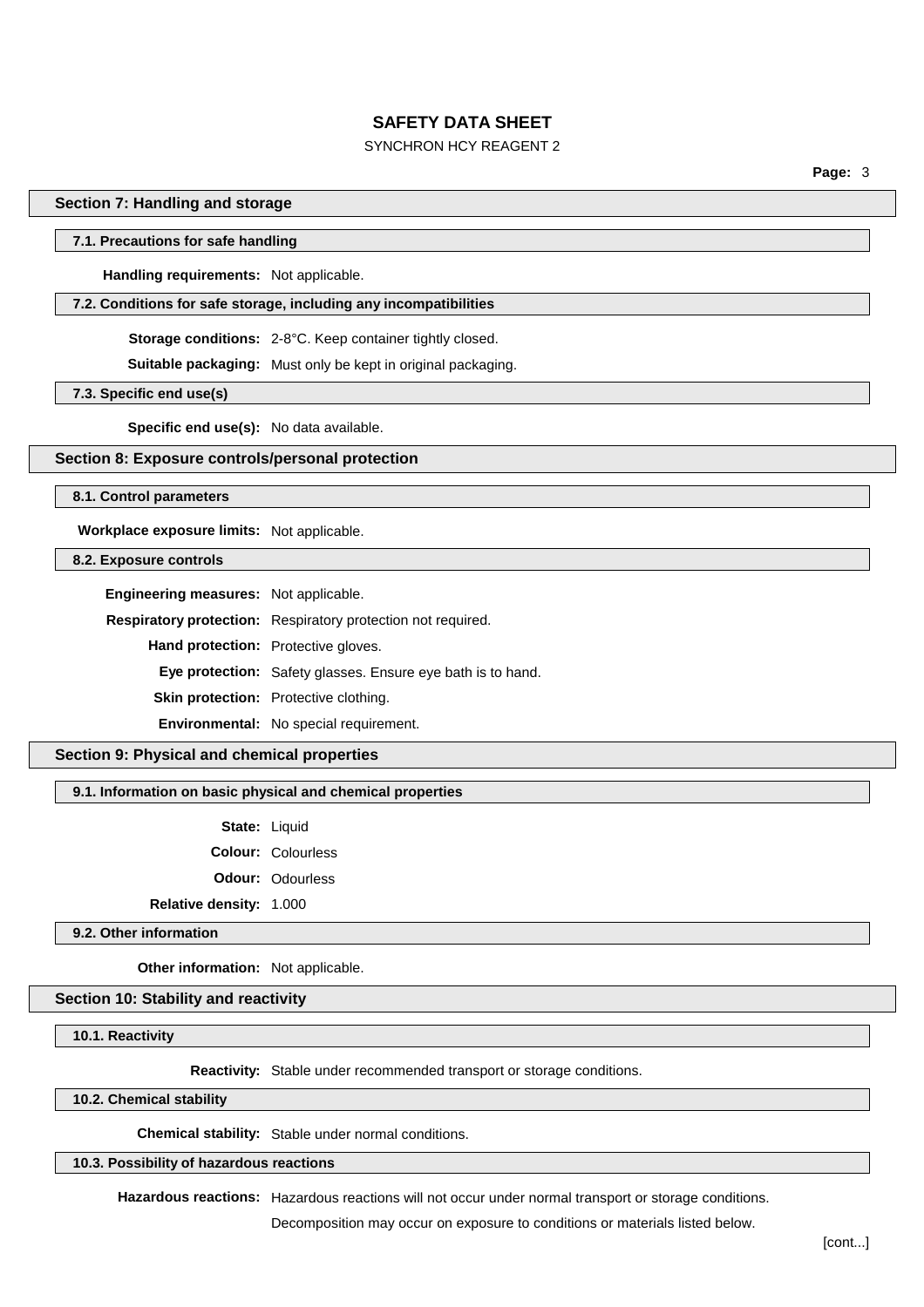## Section 7: Handling and storage

### 7.1. Precautions for safe handling

**Handling requirements:** Not applicable.

### 7.2. Conditions for safe storage, including any incompatibilities

**Storage conditions:** 2-8°C. Keep container tightly closed.

**Suitable packaging:** Must only be kept in original packaging.

### 7.3. Specific end use(s)

**Specific end use(s):** No data available.

## Section 8: Exposure controls/personal protection

### 8.1. Control parameters

**Workplace exposure limits:** Not applicable.

### 8.2. Exposure controls

**Engineering measures:** Not applicable.

**Respiratory protection:** Respiratory protection not required.

**Hand protection:** Protective gloves.

**Eye protection:** Safety glasses. Ensure eye bath is to hand.

**Skin protection:** Protective clothing.

**Environmental:** No special requirement.

## Section 9: Physical and chemical properties

### 9.1. Information on basic physical and chemical properties

**State:** Liquid

**Colour:** Colourless

**Odour:** Odourless

**Relative density:** 1.000

### 9.2. Other information

**Other information:** Not applicable.

## Section 10: Stability and reactivity

### 10.1. Reactivity

**Reactivity:** Stable under recommended transport or storage conditions.

### 10.2. Chemical stability

**Chemical stability:** Stable under normal conditions.

### 10.3. Possibility of hazardous reactions

**Hazardous reactions:** Hazardous reactions will not occur under normal transport or storage conditions.

Decomposition may occur on exposure to conditions or materials listed below.

[cont...]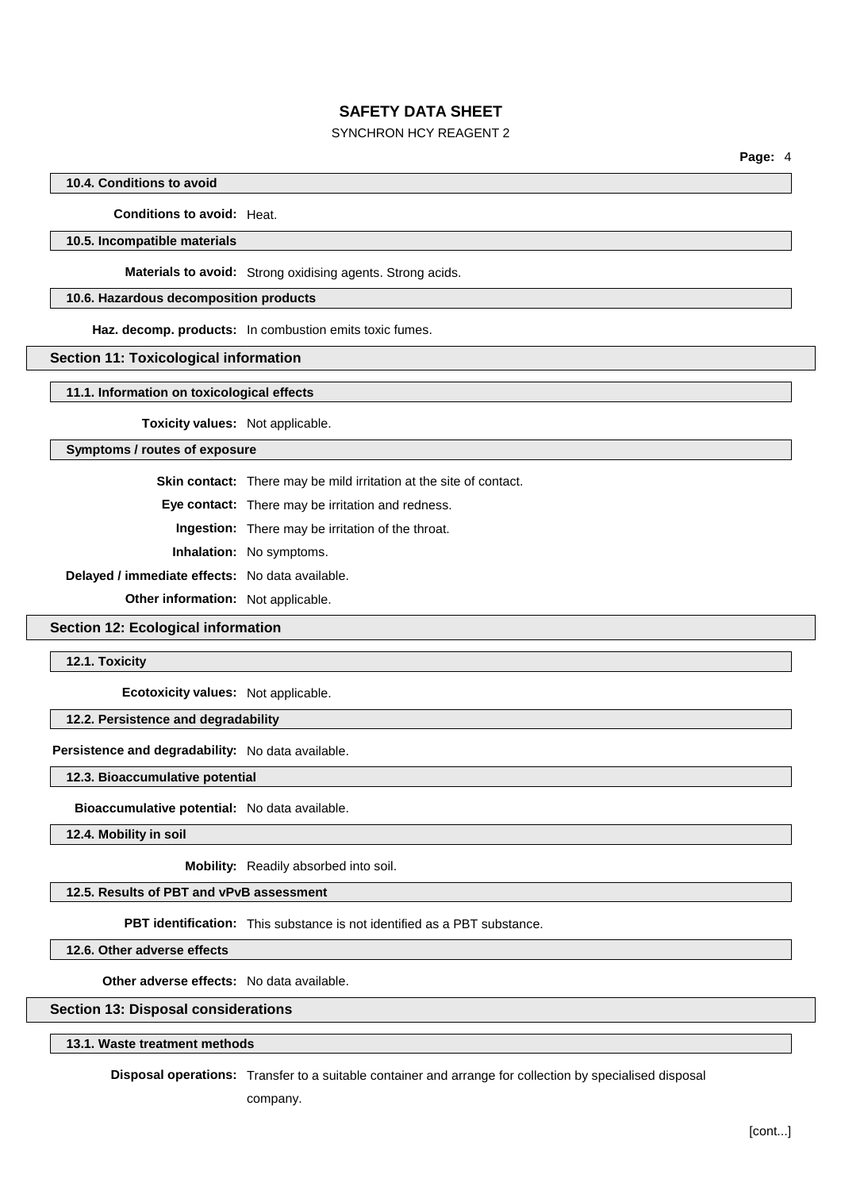#### 10.4. Conditions to avoid

**Conditions to avoid:** Heat.

#### 10.5. Incompatible materials

**Materials to avoid:** Strong oxidising agents. Strong acids.

#### 10.6. Hazardous decomposition products

**Haz. decomp. products:** In combustion emits toxic fumes.

### Section 11: Toxicological information

#### 11.1. Information on toxicological effects

**Toxicity values:** Not applicable.

#### Symptoms / routes of exposure

**Skin contact:** There may be mild irritation at the site of contact.

**Eye contact:** There may be irritation and redness.

**Ingestion:** There may be irritation of the throat.

**Inhalation:** No symptoms.

**Delayed / immediate effects:** No data available.

**Other information:** Not applicable.

### Section 12: Ecological information

#### 12.1. Toxicity

**Ecotoxicity values:** Not applicable.

#### 12.2. Persistence and degradability

**Persistence and degradability:** No data available.

#### 12.3. Bioaccumulative potential

**Bioaccumulative potential:** No data available.

#### 12.4. Mobility in soil

**Mobility:** Readily absorbed into soil.

#### 12.5. Results of PBT and vPvB assessment

**PBT identification:** This substance is not identified as a PBT substance.

#### 12.6. Other adverse effects

**Other adverse effects:** No data available.

### Section 13: Disposal considerations

#### 13.1. Waste treatment methods

**Disposal operations:** Transfer to a suitable container and arrange for collection by specialised disposal company.

[cont...]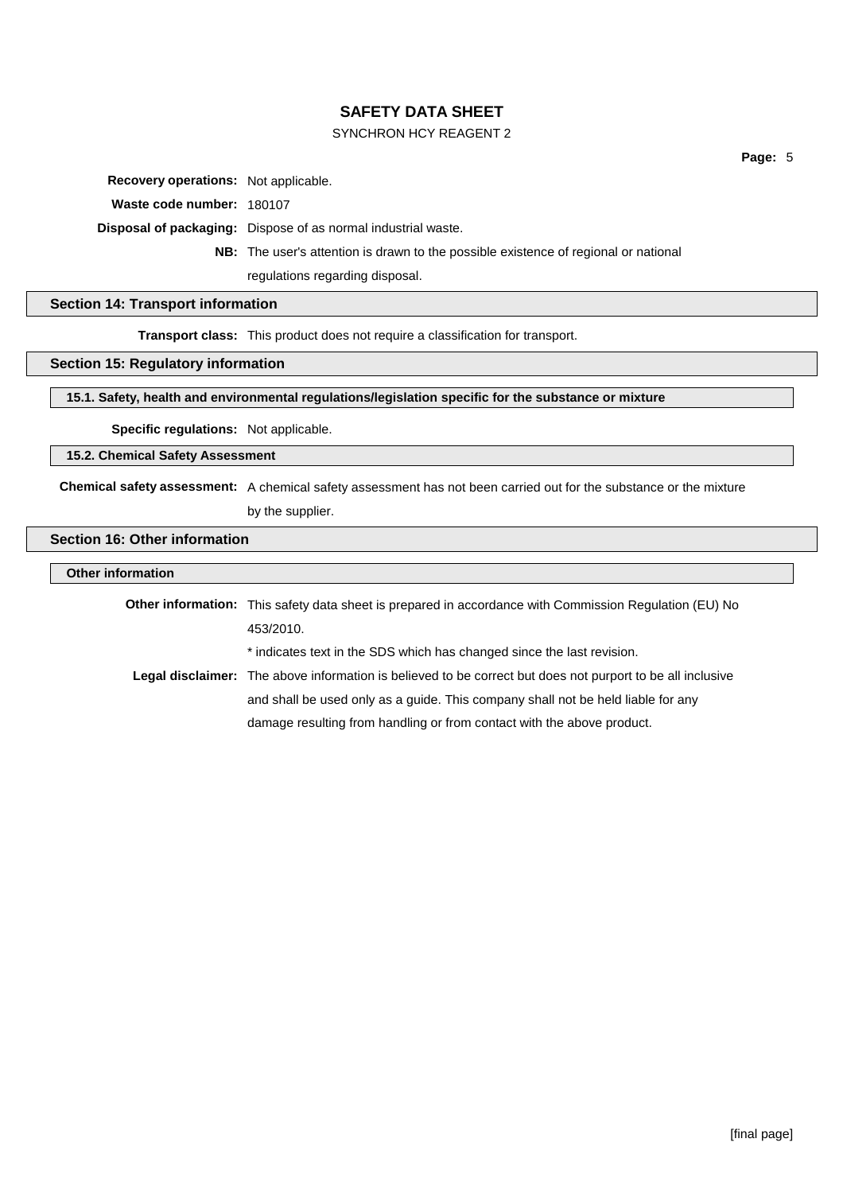**Recovery operations:** Not applicable.

**Waste code number:** 180107

**Disposal of packaging:** Dispose of as normal industrial waste.

**NB:** The user's attention is drawn to the possible existence of regional or national regulations regarding disposal.

## Section 14: Transport information

**Transport class:** This product does not require a classification for transport.

## Section 15: Regulatory information

### 15.1. Safety, health and environmental regulations/legislation specific for the substance or mixture

**Specific regulations:** Not applicable.

### 15.2. Chemical Safety Assessment

**Chemical safety assessment:** A chemical safety assessment has not been carried out for the substance or the mixture by the supplier.

## Section 16: Other information

### Other information

**Other information:** This safety data sheet is prepared in accordance with Commission Regulation (EU) No 453/2010.

* indicates text in the SDS which has changed since the last revision.

**Legal disclaimer:** The above information is believed to be correct but does not purport to be all inclusive and shall be used only as a guide. This company shall not be held liable for any damage resulting from handling or from contact with the above product.

[final page]